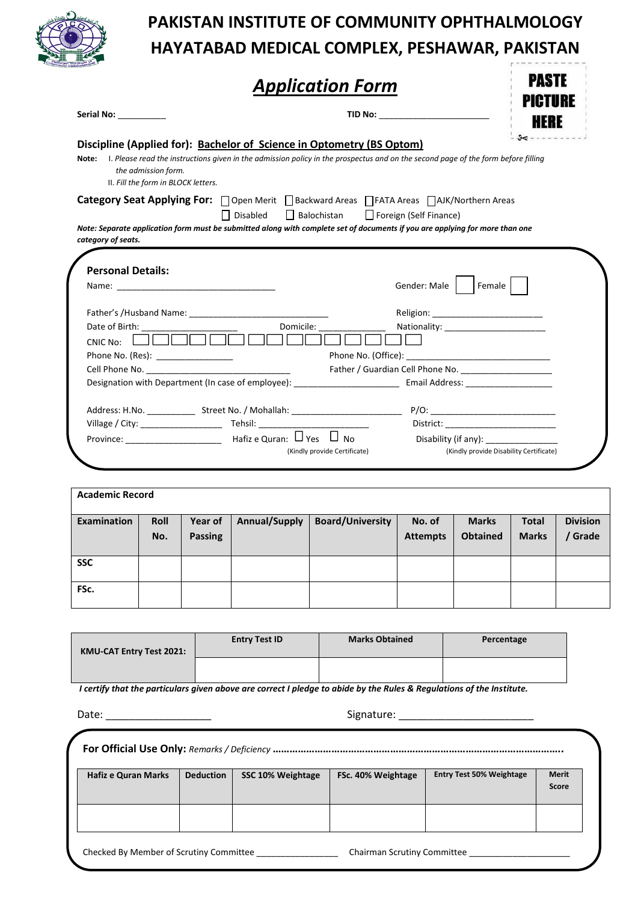# PAKISTAN INSTITUTE OF COMMUNITY OPHTHALMOLOGY
# HAYATABAD MEDICAL COMPLEX, PESHAWAR, PAKISTAN

## *Application Form*

PASTE PICTURE HERE

**Serial No:** __________ **TID No:** ______________________

**Discipline (Applied for): Bachelor of Science in Optometry (BS Optom)**

**Note:** I. *Please read the instructions given in the admission policy in the prospectus and on the second page of the form before filling the admission form.*
II. *Fill the form in BLOCK letters.*

**Category Seat Applying For:** ☐ Open Merit ☐ Backward Areas ☐ FATA Areas ☐ AJK/Northern Areas ☐ Disabled ☐ Balochistan ☐ Foreign (Self Finance)

***Note: Separate application form must be submitted along with complete set of documents if you are applying for more than one category of seats.***

### Personal Details:

Name: ________________________________ Gender: Male ☐ Female ☐

Father's /Husband Name: ____________________________ Religion: ______________________

Date of Birth: ___________________ Domicile: ______________ Nationality: ____________________

CNIC No: ☐☐☐☐☐ - ☐☐☐☐☐☐☐ - ☐

Phone No. (Res): ________________ Phone No. (Office): ___________________________

Cell Phone No. ______________________________ Father / Guardian Cell Phone No. __________________

Designation with Department (In case of employee): ______________________ Email Address: __________________

Address: H.No. __________ Street No. / Mohallah: ______________________ P/O: _________________________

Village / City: ________________ Tehsil: _______________________ District: ________________________

Province: ___________________ Hafiz e Quran: ☐ Yes ☐ No (Kindly provide Certificate) Disability (if any): _______________ (Kindly provide Disability Certificate)

**Academic Record**

| Examination | Roll No. | Year of Passing | Annual/Supply | Board/University | No. of Attempts | Marks Obtained | Total Marks | Division / Grade |
|---|---|---|---|---|---|---|---|---|
| **SSC** | | | | | | | | |
| **FSc.** | | | | | | | | |

| KMU-CAT Entry Test 2021: | Entry Test ID | Marks Obtained | Percentage |
|---|---|---|---|
| | | | |

***I certify that the particulars given above are correct I pledge to abide by the Rules & Regulations of the Institute.***

Date: __________________ Signature: _______________________

**For Official Use Only:** *Remarks / Deficiency* ………………………………………………………………………………………….

| Hafiz e Quran Marks | Deduction | SSC 10% Weightage | FSc. 40% Weightage | Entry Test 50% Weightage | Merit Score |
|---|---|---|---|---|---|
| | | | | | |

Checked By Member of Scrutiny Committee ________________ Chairman Scrutiny Committee ____________________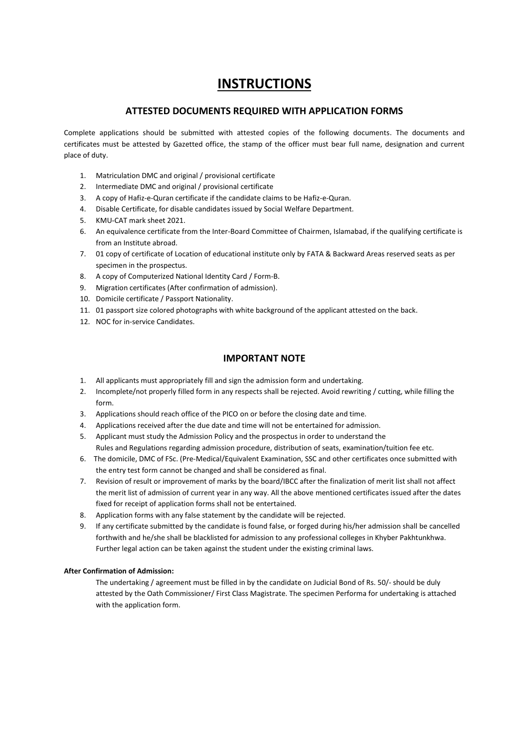# INSTRUCTIONS

## ATTESTED DOCUMENTS REQUIRED WITH APPLICATION FORMS

Complete applications should be submitted with attested copies of the following documents. The documents and certificates must be attested by Gazetted office, the stamp of the officer must bear full name, designation and current place of duty.

1. Matriculation DMC and original / provisional certificate
2. Intermediate DMC and original / provisional certificate
3. A copy of Hafiz-e-Quran certificate if the candidate claims to be Hafiz-e-Quran.
4. Disable Certificate, for disable candidates issued by Social Welfare Department.
5. KMU-CAT mark sheet 2021.
6. An equivalence certificate from the Inter-Board Committee of Chairmen, Islamabad, if the qualifying certificate is from an Institute abroad.
7. 01 copy of certificate of Location of educational institute only by FATA & Backward Areas reserved seats as per specimen in the prospectus.
8. A copy of Computerized National Identity Card / Form-B.
9. Migration certificates (After confirmation of admission).
10. Domicile certificate / Passport Nationality.
11. 01 passport size colored photographs with white background of the applicant attested on the back.
12. NOC for in-service Candidates.

## IMPORTANT NOTE

1. All applicants must appropriately fill and sign the admission form and undertaking.
2. Incomplete/not properly filled form in any respects shall be rejected. Avoid rewriting / cutting, while filling the form.
3. Applications should reach office of the PICO on or before the closing date and time.
4. Applications received after the due date and time will not be entertained for admission.
5. Applicant must study the Admission Policy and the prospectus in order to understand the Rules and Regulations regarding admission procedure, distribution of seats, examination/tuition fee etc.
6. The domicile, DMC of FSc. (Pre-Medical/Equivalent Examination, SSC and other certificates once submitted with the entry test form cannot be changed and shall be considered as final.
7. Revision of result or improvement of marks by the board/IBCC after the finalization of merit list shall not affect the merit list of admission of current year in any way. All the above mentioned certificates issued after the dates fixed for receipt of application forms shall not be entertained.
8. Application forms with any false statement by the candidate will be rejected.
9. If any certificate submitted by the candidate is found false, or forged during his/her admission shall be cancelled forthwith and he/she shall be blacklisted for admission to any professional colleges in Khyber Pakhtunkhwa. Further legal action can be taken against the student under the existing criminal laws.

**After Confirmation of Admission:**

The undertaking / agreement must be filled in by the candidate on Judicial Bond of Rs. 50/- should be duly attested by the Oath Commissioner/ First Class Magistrate. The specimen Performa for undertaking is attached with the application form.